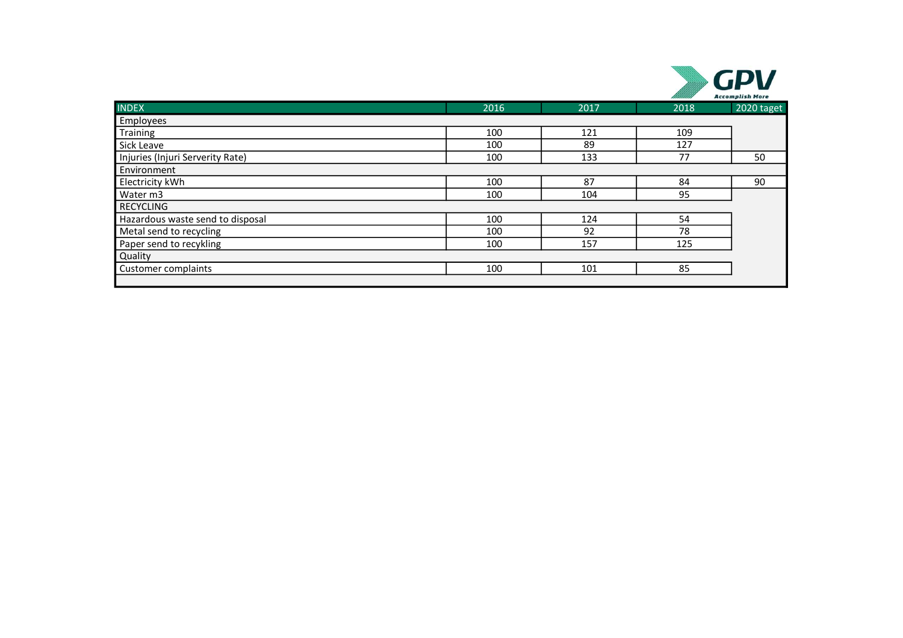GPV
Accomplish More

| INDEX | 2016 | 2017 | 2018 | 2020 taget |
|---|---|---|---|---|
| Employees | | | | |
| Training | 100 | 121 | 109 | |
| Sick Leave | 100 | 89 | 127 | |
| Injuries (Injuri Serverity Rate) | 100 | 133 | 77 | 50 |
| Environment | | | | |
| Electricity kWh | 100 | 87 | 84 | 90 |
| Water m3 | 100 | 104 | 95 | |
| RECYCLING | | | | |
| Hazardous waste send to disposal | 100 | 124 | 54 | |
| Metal send to recycling | 100 | 92 | 78 | |
| Paper send to recykling | 100 | 157 | 125 | |
| Quality | | | | |
| Customer complaints | 100 | 101 | 85 | |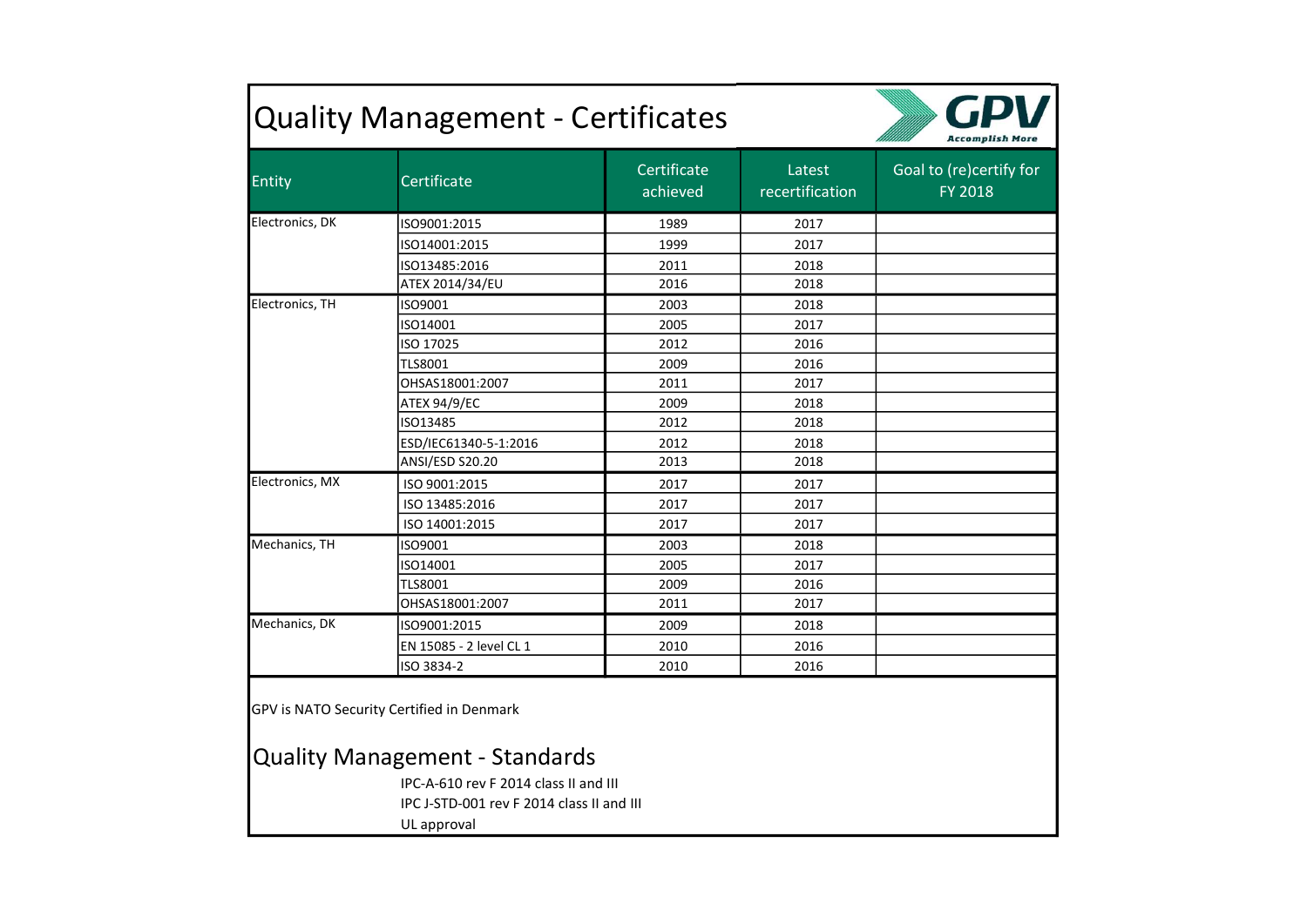# Quality Management - Certificates

| Entity | Certificate | Certificate achieved | Latest recertification | Goal to (re)certify for FY 2018 |
|---|---|---|---|---|
| Electronics, DK | ISO9001:2015 | 1989 | 2017 | |
| | ISO14001:2015 | 1999 | 2017 | |
| | ISO13485:2016 | 2011 | 2018 | |
| | ATEX 2014/34/EU | 2016 | 2018 | |
| Electronics, TH | ISO9001 | 2003 | 2018 | |
| | ISO14001 | 2005 | 2017 | |
| | ISO 17025 | 2012 | 2016 | |
| | TLS8001 | 2009 | 2016 | |
| | OHSAS18001:2007 | 2011 | 2017 | |
| | ATEX 94/9/EC | 2009 | 2018 | |
| | ISO13485 | 2012 | 2018 | |
| | ESD/IEC61340-5-1:2016 | 2012 | 2018 | |
| | ANSI/ESD S20.20 | 2013 | 2018 | |
| Electronics, MX | ISO 9001:2015 | 2017 | 2017 | |
| | ISO 13485:2016 | 2017 | 2017 | |
| | ISO 14001:2015 | 2017 | 2017 | |
| Mechanics, TH | ISO9001 | 2003 | 2018 | |
| | ISO14001 | 2005 | 2017 | |
| | TLS8001 | 2009 | 2016 | |
| | OHSAS18001:2007 | 2011 | 2017 | |
| Mechanics, DK | ISO9001:2015 | 2009 | 2018 | |
| | EN 15085 - 2 level CL 1 | 2010 | 2016 | |
| | ISO 3834-2 | 2010 | 2016 | |

GPV is NATO Security Certified in Denmark

## Quality Management - Standards

IPC-A-610 rev F 2014 class II and III

IPC J-STD-001 rev F 2014 class II and III

UL approval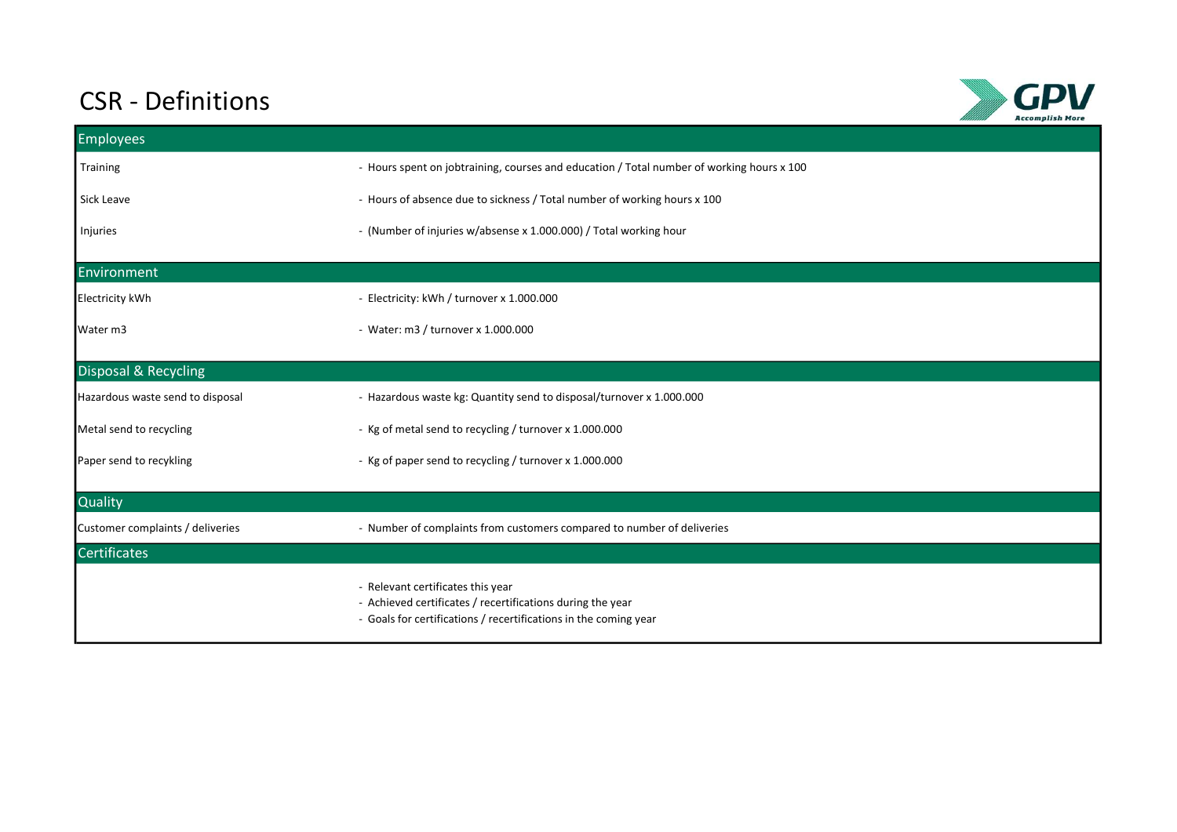# CSR - Definitions

GPV
Accomplish More

## Employees

| | |
|---|---|
| Training | - Hours spent on jobtraining, courses and education / Total number of working hours x 100 |
| Sick Leave | - Hours of absence due to sickness / Total number of working hours x 100 |
| Injuries | - (Number of injuries w/absense x 1.000.000) / Total working hour |

## Environment

| | |
|---|---|
| Electricity kWh | - Electricity: kWh / turnover x 1.000.000 |
| Water m3 | - Water: m3 / turnover x 1.000.000 |

## Disposal & Recycling

| | |
|---|---|
| Hazardous waste send to disposal | - Hazardous waste kg: Quantity send to disposal/turnover x 1.000.000 |
| Metal send to recycling | - Kg of metal send to recycling / turnover x 1.000.000 |
| Paper send to recykling | - Kg of paper send to recycling / turnover x 1.000.000 |

## Quality

| | |
|---|---|
| Customer complaints / deliveries | - Number of complaints from customers compared to number of deliveries |

## Certificates

- Relevant certificates this year
- Achieved certificates / recertifications during the year
- Goals for certifications / recertifications in the coming year